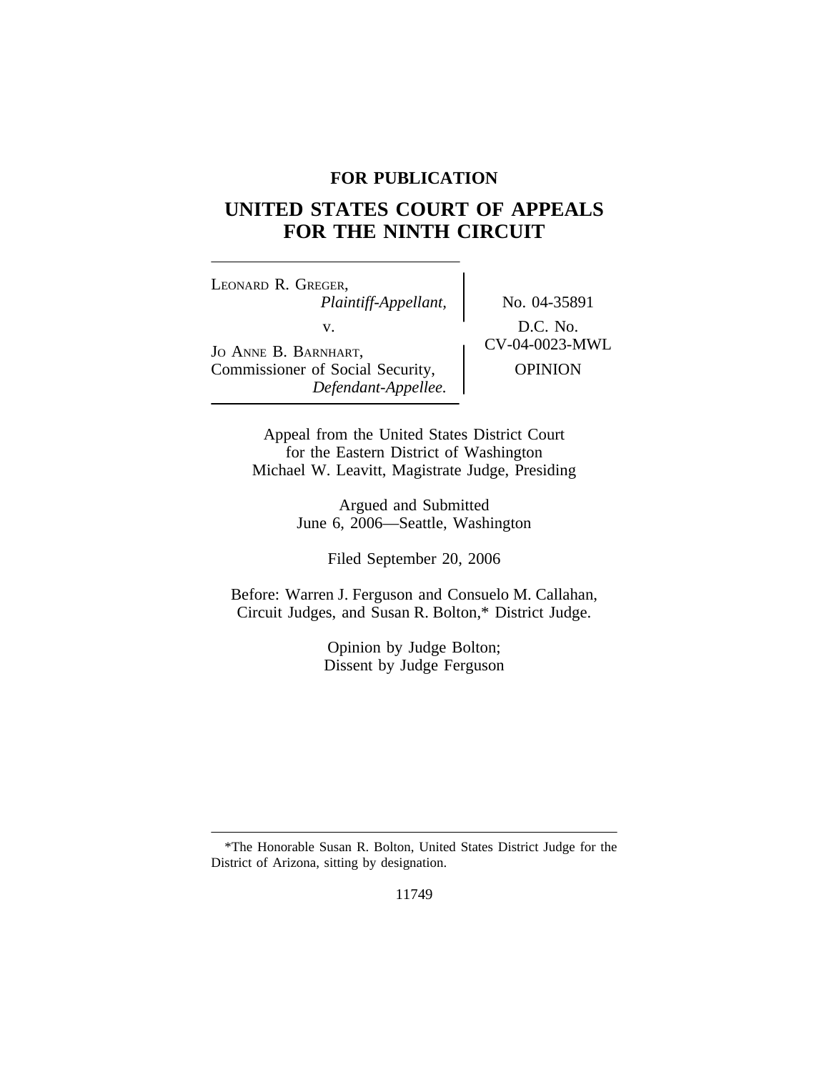**FOR PUBLICATION**

# UNITED STATES COURT OF APPEALS FOR THE NINTH CIRCUIT

LEONARD R. GREGER,
*Plaintiff-Appellant,*

v.

JO ANNE B. BARNHART,
Commissioner of Social Security,
*Defendant-Appellee.*

No. 04-35891

D.C. No.
CV-04-0023-MWL

OPINION

Appeal from the United States District Court
for the Eastern District of Washington
Michael W. Leavitt, Magistrate Judge, Presiding

Argued and Submitted
June 6, 2006—Seattle, Washington

Filed September 20, 2006

Before: Warren J. Ferguson and Consuelo M. Callahan,
Circuit Judges, and Susan R. Bolton,* District Judge.

Opinion by Judge Bolton;
Dissent by Judge Ferguson

---

*The Honorable Susan R. Bolton, United States District Judge for the District of Arizona, sitting by designation.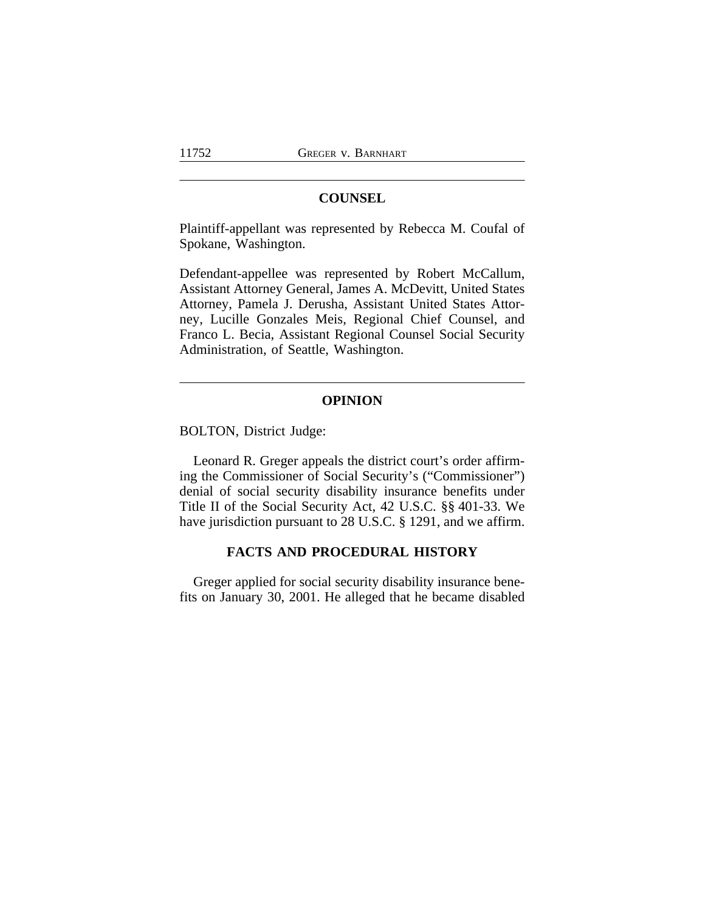## COUNSEL

Plaintiff-appellant was represented by Rebecca M. Coufal of Spokane, Washington.

Defendant-appellee was represented by Robert McCallum, Assistant Attorney General, James A. McDevitt, United States Attorney, Pamela J. Derusha, Assistant United States Attorney, Lucille Gonzales Meis, Regional Chief Counsel, and Franco L. Becia, Assistant Regional Counsel Social Security Administration, of Seattle, Washington.

## OPINION

BOLTON, District Judge:

Leonard R. Greger appeals the district court's order affirming the Commissioner of Social Security's ("Commissioner") denial of social security disability insurance benefits under Title II of the Social Security Act, 42 U.S.C. §§ 401-33. We have jurisdiction pursuant to 28 U.S.C. § 1291, and we affirm.

### FACTS AND PROCEDURAL HISTORY

Greger applied for social security disability insurance benefits on January 30, 2001. He alleged that he became disabled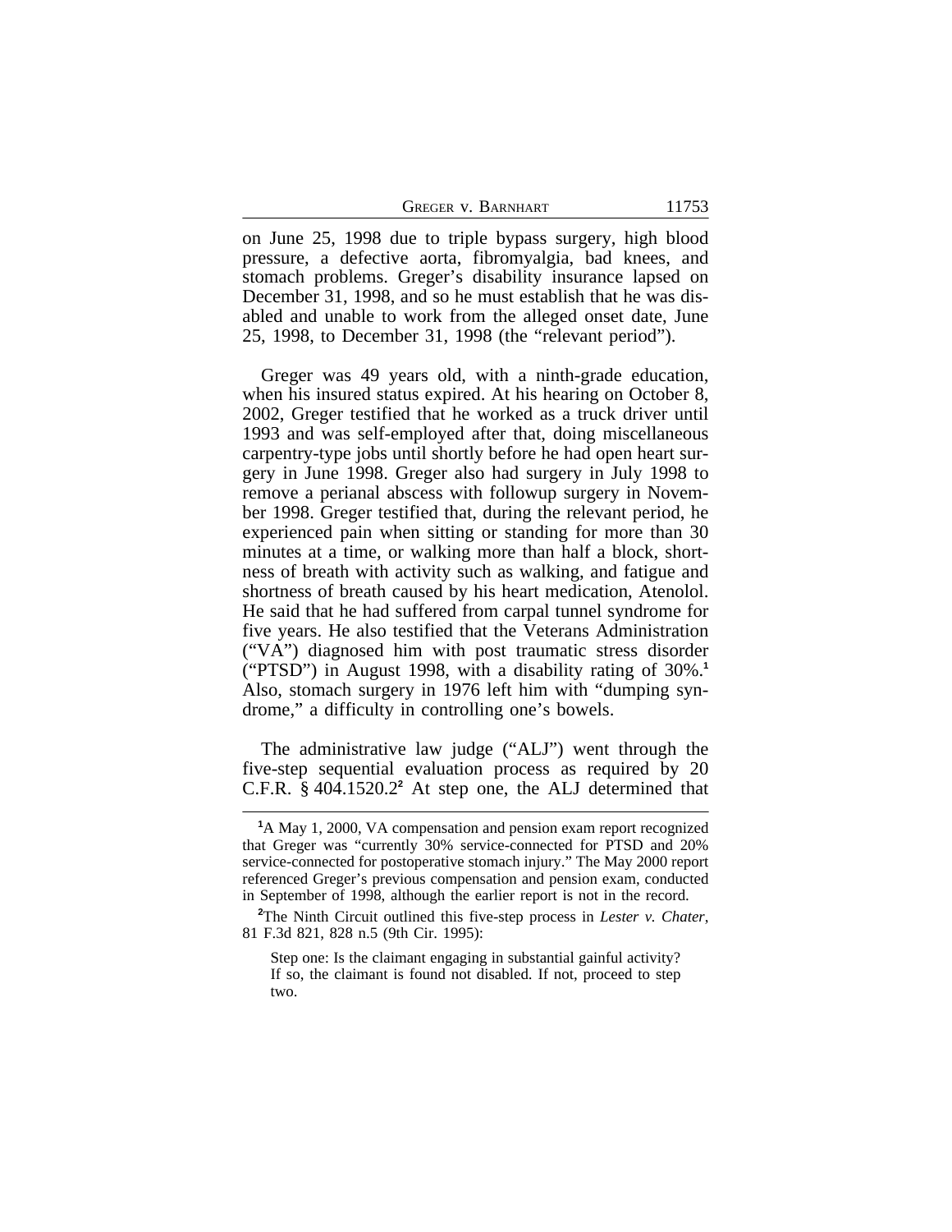on June 25, 1998 due to triple bypass surgery, high blood pressure, a defective aorta, fibromyalgia, bad knees, and stomach problems. Greger's disability insurance lapsed on December 31, 1998, and so he must establish that he was disabled and unable to work from the alleged onset date, June 25, 1998, to December 31, 1998 (the "relevant period").

Greger was 49 years old, with a ninth-grade education, when his insured status expired. At his hearing on October 8, 2002, Greger testified that he worked as a truck driver until 1993 and was self-employed after that, doing miscellaneous carpentry-type jobs until shortly before he had open heart surgery in June 1998. Greger also had surgery in July 1998 to remove a perianal abscess with followup surgery in November 1998. Greger testified that, during the relevant period, he experienced pain when sitting or standing for more than 30 minutes at a time, or walking more than half a block, shortness of breath with activity such as walking, and fatigue and shortness of breath caused by his heart medication, Atenolol. He said that he had suffered from carpal tunnel syndrome for five years. He also testified that the Veterans Administration ("VA") diagnosed him with post traumatic stress disorder ("PTSD") in August 1998, with a disability rating of 30%.[1] Also, stomach surgery in 1976 left him with "dumping syndrome," a difficulty in controlling one's bowels.

The administrative law judge ("ALJ") went through the five-step sequential evaluation process as required by 20 C.F.R. § 404.1520.[2] At step one, the ALJ determined that

[1] A May 1, 2000, VA compensation and pension exam report recognized that Greger was "currently 30% service-connected for PTSD and 20% service-connected for postoperative stomach injury." The May 2000 report referenced Greger's previous compensation and pension exam, conducted in September of 1998, although the earlier report is not in the record.

[2] The Ninth Circuit outlined this five-step process in *Lester v. Chater*, 81 F.3d 821, 828 n.5 (9th Cir. 1995):

> Step one: Is the claimant engaging in substantial gainful activity? If so, the claimant is found not disabled. If not, proceed to step two.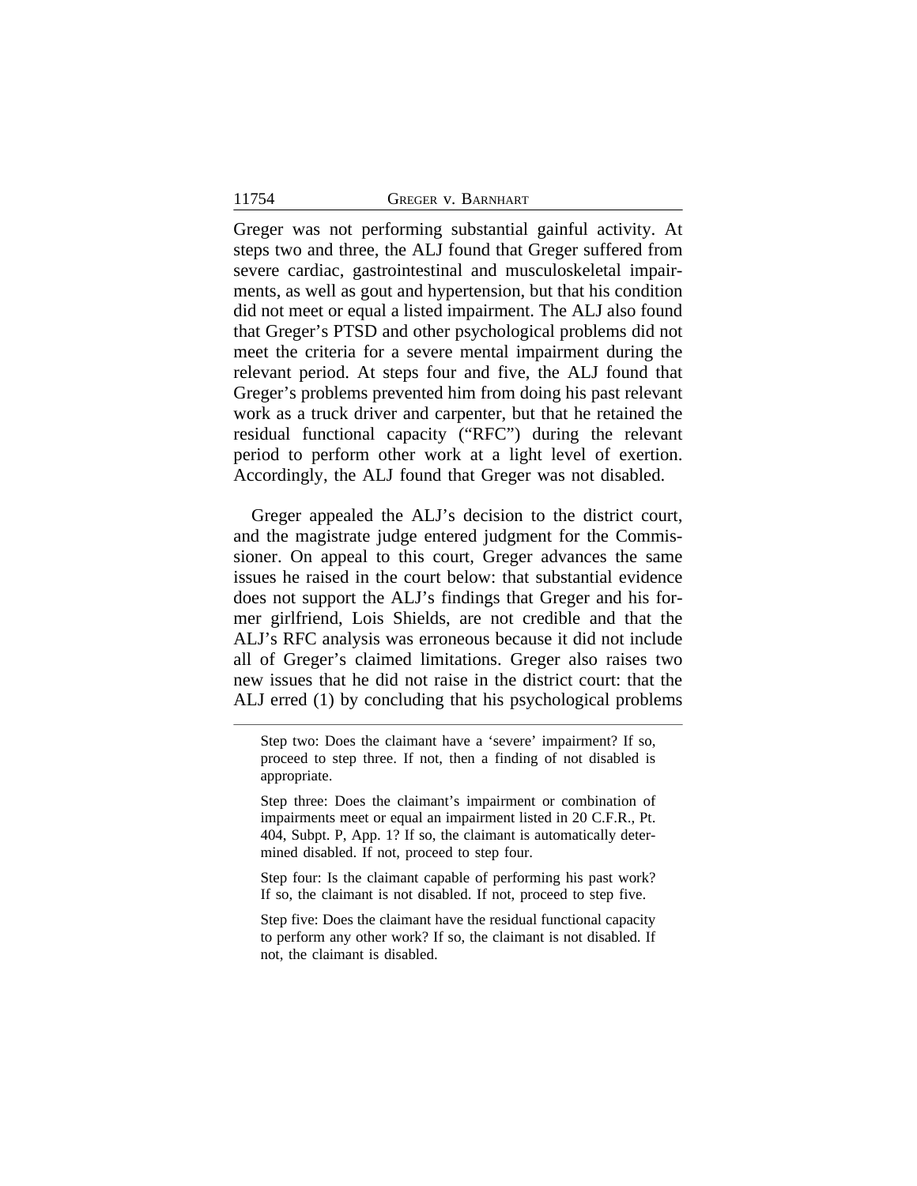Greger was not performing substantial gainful activity. At steps two and three, the ALJ found that Greger suffered from severe cardiac, gastrointestinal and musculoskeletal impairments, as well as gout and hypertension, but that his condition did not meet or equal a listed impairment. The ALJ also found that Greger's PTSD and other psychological problems did not meet the criteria for a severe mental impairment during the relevant period. At steps four and five, the ALJ found that Greger's problems prevented him from doing his past relevant work as a truck driver and carpenter, but that he retained the residual functional capacity ("RFC") during the relevant period to perform other work at a light level of exertion. Accordingly, the ALJ found that Greger was not disabled.

Greger appealed the ALJ's decision to the district court, and the magistrate judge entered judgment for the Commissioner. On appeal to this court, Greger advances the same issues he raised in the court below: that substantial evidence does not support the ALJ's findings that Greger and his former girlfriend, Lois Shields, are not credible and that the ALJ's RFC analysis was erroneous because it did not include all of Greger's claimed limitations. Greger also raises two new issues that he did not raise in the district court: that the ALJ erred (1) by concluding that his psychological problems

---

Step two: Does the claimant have a 'severe' impairment? If so, proceed to step three. If not, then a finding of not disabled is appropriate.

Step three: Does the claimant's impairment or combination of impairments meet or equal an impairment listed in 20 C.F.R., Pt. 404, Subpt. P, App. 1? If so, the claimant is automatically determined disabled. If not, proceed to step four.

Step four: Is the claimant capable of performing his past work? If so, the claimant is not disabled. If not, proceed to step five.

Step five: Does the claimant have the residual functional capacity to perform any other work? If so, the claimant is not disabled. If not, the claimant is disabled.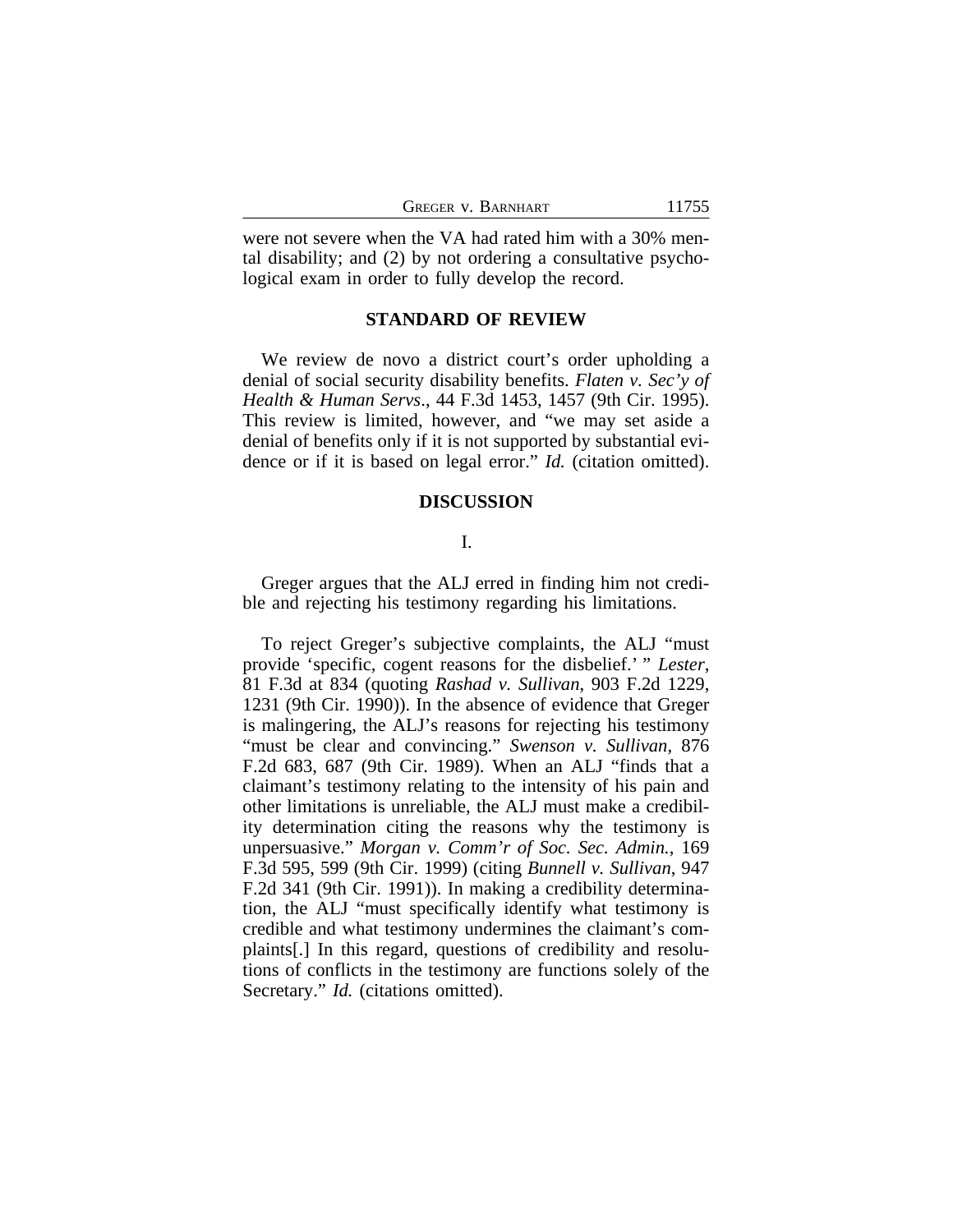were not severe when the VA had rated him with a 30% mental disability; and (2) by not ordering a consultative psychological exam in order to fully develop the record.

## STANDARD OF REVIEW

We review de novo a district court's order upholding a denial of social security disability benefits. *Flaten v. Sec'y of Health & Human Servs*., 44 F.3d 1453, 1457 (9th Cir. 1995). This review is limited, however, and "we may set aside a denial of benefits only if it is not supported by substantial evidence or if it is based on legal error." *Id.* (citation omitted).

## DISCUSSION

### I.

Greger argues that the ALJ erred in finding him not credible and rejecting his testimony regarding his limitations.

To reject Greger's subjective complaints, the ALJ "must provide 'specific, cogent reasons for the disbelief.' " *Lester*, 81 F.3d at 834 (quoting *Rashad v. Sullivan*, 903 F.2d 1229, 1231 (9th Cir. 1990)). In the absence of evidence that Greger is malingering, the ALJ's reasons for rejecting his testimony "must be clear and convincing." *Swenson v. Sullivan*, 876 F.2d 683, 687 (9th Cir. 1989). When an ALJ "finds that a claimant's testimony relating to the intensity of his pain and other limitations is unreliable, the ALJ must make a credibility determination citing the reasons why the testimony is unpersuasive." *Morgan v. Comm'r of Soc. Sec. Admin.*, 169 F.3d 595, 599 (9th Cir. 1999) (citing *Bunnell v. Sullivan*, 947 F.2d 341 (9th Cir. 1991)). In making a credibility determination, the ALJ "must specifically identify what testimony is credible and what testimony undermines the claimant's complaints[.] In this regard, questions of credibility and resolutions of conflicts in the testimony are functions solely of the Secretary." *Id.* (citations omitted).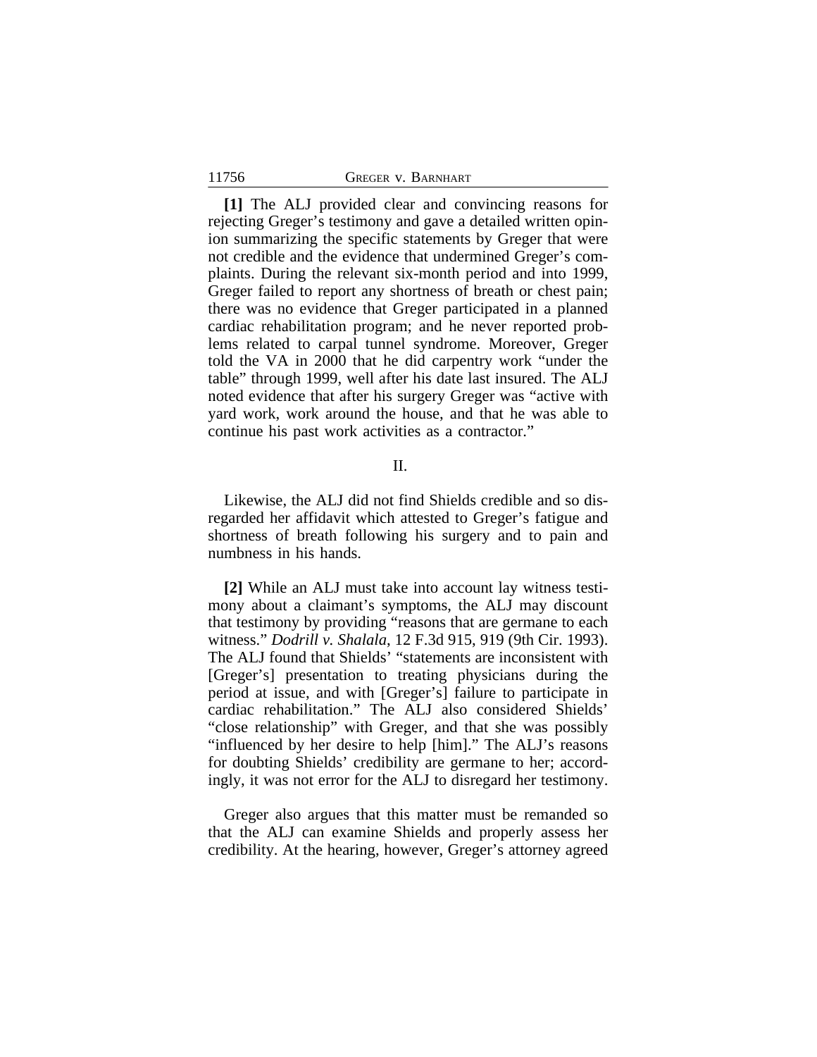**[1]** The ALJ provided clear and convincing reasons for rejecting Greger's testimony and gave a detailed written opinion summarizing the specific statements by Greger that were not credible and the evidence that undermined Greger's complaints. During the relevant six-month period and into 1999, Greger failed to report any shortness of breath or chest pain; there was no evidence that Greger participated in a planned cardiac rehabilitation program; and he never reported problems related to carpal tunnel syndrome. Moreover, Greger told the VA in 2000 that he did carpentry work "under the table" through 1999, well after his date last insured. The ALJ noted evidence that after his surgery Greger was "active with yard work, work around the house, and that he was able to continue his past work activities as a contractor."

## II.

Likewise, the ALJ did not find Shields credible and so disregarded her affidavit which attested to Greger's fatigue and shortness of breath following his surgery and to pain and numbness in his hands.

**[2]** While an ALJ must take into account lay witness testimony about a claimant's symptoms, the ALJ may discount that testimony by providing "reasons that are germane to each witness." *Dodrill v. Shalala*, 12 F.3d 915, 919 (9th Cir. 1993). The ALJ found that Shields' "statements are inconsistent with [Greger's] presentation to treating physicians during the period at issue, and with [Greger's] failure to participate in cardiac rehabilitation." The ALJ also considered Shields' "close relationship" with Greger, and that she was possibly "influenced by her desire to help [him]." The ALJ's reasons for doubting Shields' credibility are germane to her; accordingly, it was not error for the ALJ to disregard her testimony.

Greger also argues that this matter must be remanded so that the ALJ can examine Shields and properly assess her credibility. At the hearing, however, Greger's attorney agreed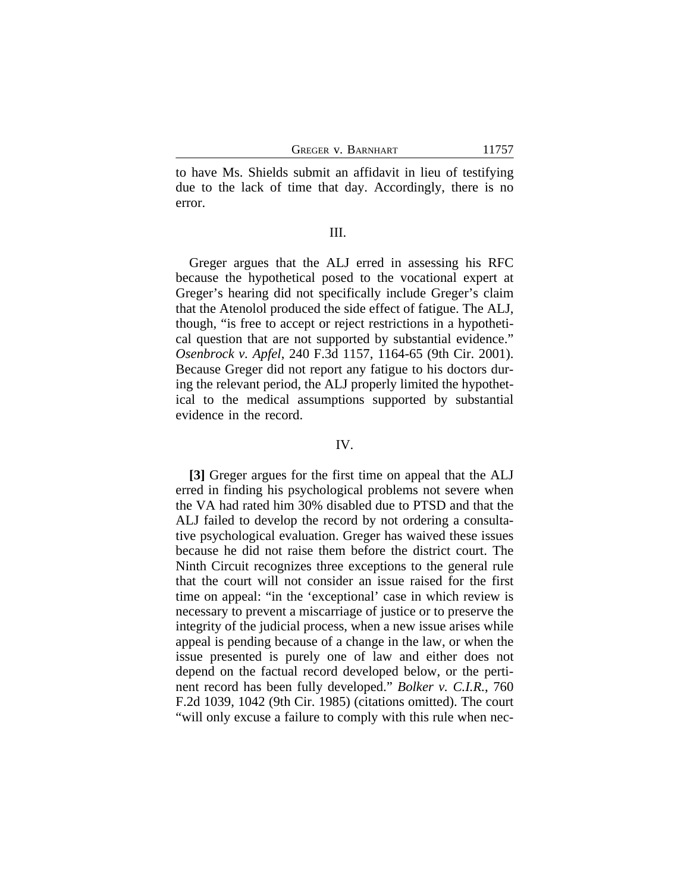to have Ms. Shields submit an affidavit in lieu of testifying due to the lack of time that day. Accordingly, there is no error.

### III.

Greger argues that the ALJ erred in assessing his RFC because the hypothetical posed to the vocational expert at Greger's hearing did not specifically include Greger's claim that the Atenolol produced the side effect of fatigue. The ALJ, though, "is free to accept or reject restrictions in a hypothetical question that are not supported by substantial evidence." *Osenbrock v. Apfel*, 240 F.3d 1157, 1164-65 (9th Cir. 2001). Because Greger did not report any fatigue to his doctors during the relevant period, the ALJ properly limited the hypothetical to the medical assumptions supported by substantial evidence in the record.

### IV.

**[3]** Greger argues for the first time on appeal that the ALJ erred in finding his psychological problems not severe when the VA had rated him 30% disabled due to PTSD and that the ALJ failed to develop the record by not ordering a consultative psychological evaluation. Greger has waived these issues because he did not raise them before the district court. The Ninth Circuit recognizes three exceptions to the general rule that the court will not consider an issue raised for the first time on appeal: "in the 'exceptional' case in which review is necessary to prevent a miscarriage of justice or to preserve the integrity of the judicial process, when a new issue arises while appeal is pending because of a change in the law, or when the issue presented is purely one of law and either does not depend on the factual record developed below, or the pertinent record has been fully developed." *Bolker v. C.I.R.*, 760 F.2d 1039, 1042 (9th Cir. 1985) (citations omitted). The court "will only excuse a failure to comply with this rule when nec-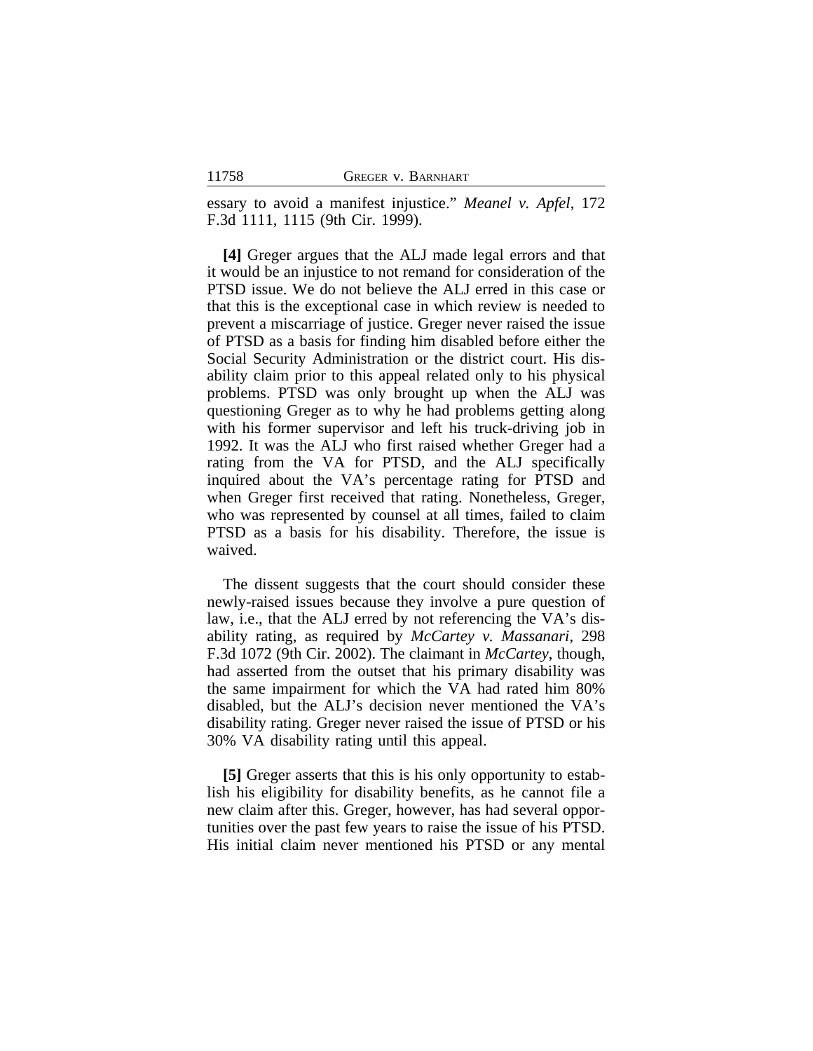essary to avoid a manifest injustice." *Meanel v. Apfel*, 172 F.3d 1111, 1115 (9th Cir. 1999).

**[4]** Greger argues that the ALJ made legal errors and that it would be an injustice to not remand for consideration of the PTSD issue. We do not believe the ALJ erred in this case or that this is the exceptional case in which review is needed to prevent a miscarriage of justice. Greger never raised the issue of PTSD as a basis for finding him disabled before either the Social Security Administration or the district court. His disability claim prior to this appeal related only to his physical problems. PTSD was only brought up when the ALJ was questioning Greger as to why he had problems getting along with his former supervisor and left his truck-driving job in 1992. It was the ALJ who first raised whether Greger had a rating from the VA for PTSD, and the ALJ specifically inquired about the VA's percentage rating for PTSD and when Greger first received that rating. Nonetheless, Greger, who was represented by counsel at all times, failed to claim PTSD as a basis for his disability. Therefore, the issue is waived.

The dissent suggests that the court should consider these newly-raised issues because they involve a pure question of law, i.e., that the ALJ erred by not referencing the VA's disability rating, as required by *McCartey v. Massanari*, 298 F.3d 1072 (9th Cir. 2002). The claimant in *McCartey*, though, had asserted from the outset that his primary disability was the same impairment for which the VA had rated him 80% disabled, but the ALJ's decision never mentioned the VA's disability rating. Greger never raised the issue of PTSD or his 30% VA disability rating until this appeal.

**[5]** Greger asserts that this is his only opportunity to establish his eligibility for disability benefits, as he cannot file a new claim after this. Greger, however, has had several opportunities over the past few years to raise the issue of his PTSD. His initial claim never mentioned his PTSD or any mental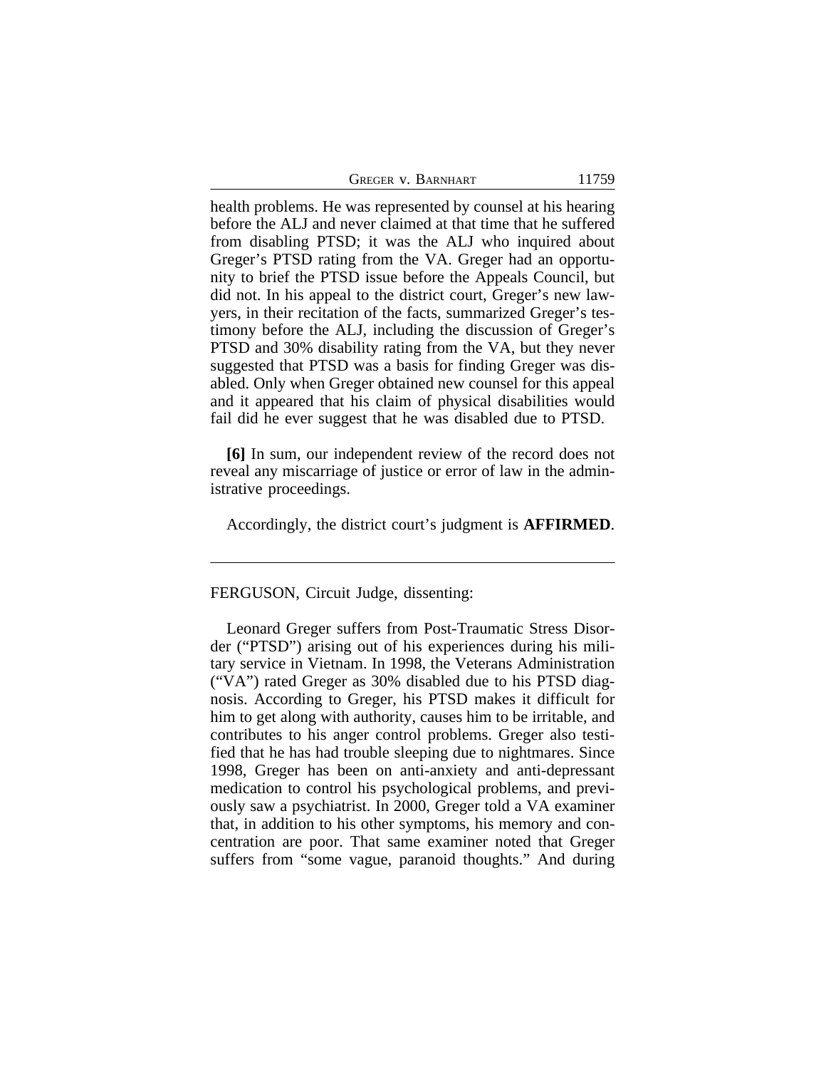health problems. He was represented by counsel at his hearing before the ALJ and never claimed at that time that he suffered from disabling PTSD; it was the ALJ who inquired about Greger's PTSD rating from the VA. Greger had an opportunity to brief the PTSD issue before the Appeals Council, but did not. In his appeal to the district court, Greger's new lawyers, in their recitation of the facts, summarized Greger's testimony before the ALJ, including the discussion of Greger's PTSD and 30% disability rating from the VA, but they never suggested that PTSD was a basis for finding Greger was disabled. Only when Greger obtained new counsel for this appeal and it appeared that his claim of physical disabilities would fail did he ever suggest that he was disabled due to PTSD.

**[6]** In sum, our independent review of the record does not reveal any miscarriage of justice or error of law in the administrative proceedings.

Accordingly, the district court's judgment is **AFFIRMED**.

---

FERGUSON, Circuit Judge, dissenting:

Leonard Greger suffers from Post-Traumatic Stress Disorder ("PTSD") arising out of his experiences during his military service in Vietnam. In 1998, the Veterans Administration ("VA") rated Greger as 30% disabled due to his PTSD diagnosis. According to Greger, his PTSD makes it difficult for him to get along with authority, causes him to be irritable, and contributes to his anger control problems. Greger also testified that he has had trouble sleeping due to nightmares. Since 1998, Greger has been on anti-anxiety and anti-depressant medication to control his psychological problems, and previously saw a psychiatrist. In 2000, Greger told a VA examiner that, in addition to his other symptoms, his memory and concentration are poor. That same examiner noted that Greger suffers from "some vague, paranoid thoughts." And during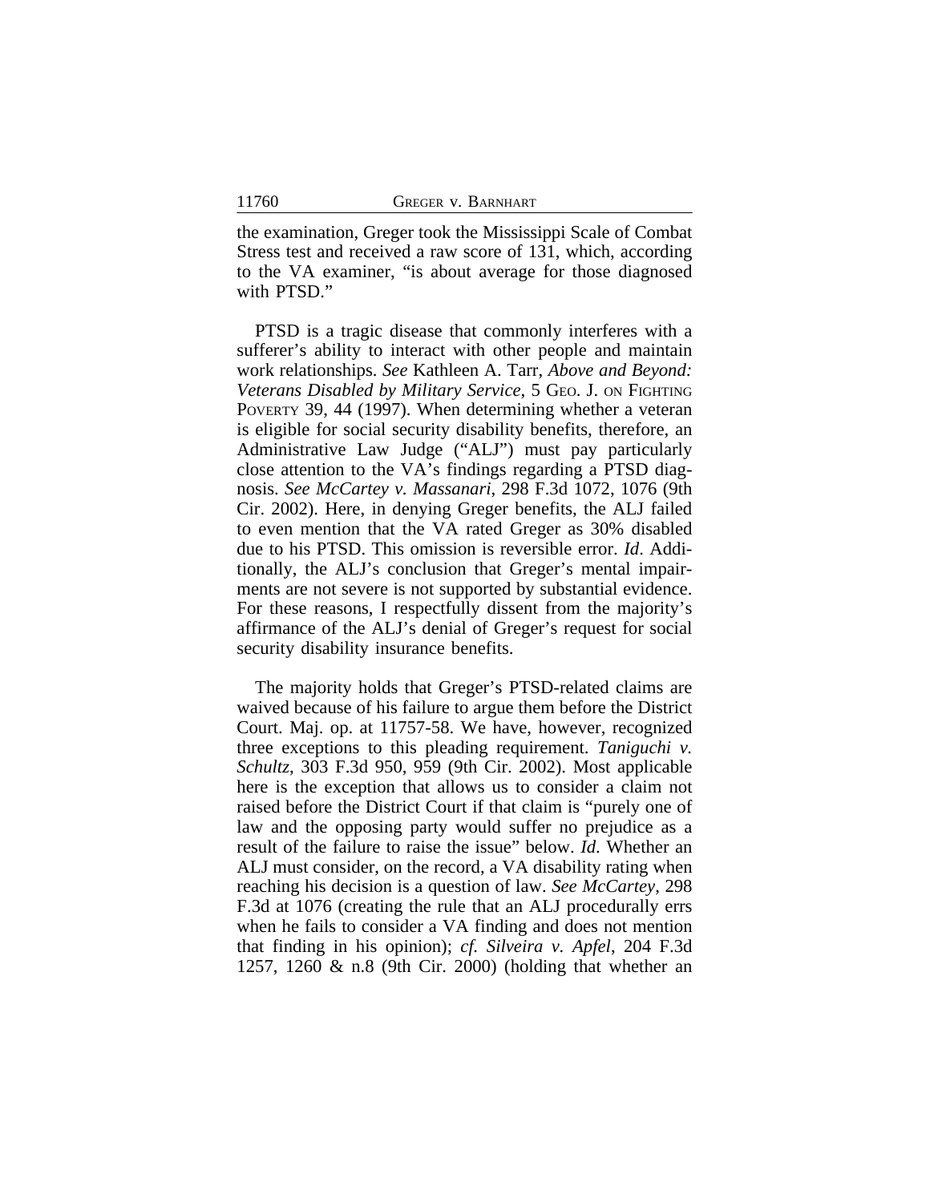the examination, Greger took the Mississippi Scale of Combat Stress test and received a raw score of 131, which, according to the VA examiner, "is about average for those diagnosed with PTSD."

PTSD is a tragic disease that commonly interferes with a sufferer's ability to interact with other people and maintain work relationships. *See* Kathleen A. Tarr, *Above and Beyond: Veterans Disabled by Military Service*, 5 GEO. J. ON FIGHTING POVERTY 39, 44 (1997). When determining whether a veteran is eligible for social security disability benefits, therefore, an Administrative Law Judge ("ALJ") must pay particularly close attention to the VA's findings regarding a PTSD diagnosis. *See McCartey v. Massanari*, 298 F.3d 1072, 1076 (9th Cir. 2002). Here, in denying Greger benefits, the ALJ failed to even mention that the VA rated Greger as 30% disabled due to his PTSD. This omission is reversible error. *Id*. Additionally, the ALJ's conclusion that Greger's mental impairments are not severe is not supported by substantial evidence. For these reasons, I respectfully dissent from the majority's affirmance of the ALJ's denial of Greger's request for social security disability insurance benefits.

The majority holds that Greger's PTSD-related claims are waived because of his failure to argue them before the District Court. Maj. op. at 11757-58. We have, however, recognized three exceptions to this pleading requirement. *Taniguchi v. Schultz*, 303 F.3d 950, 959 (9th Cir. 2002). Most applicable here is the exception that allows us to consider a claim not raised before the District Court if that claim is "purely one of law and the opposing party would suffer no prejudice as a result of the failure to raise the issue" below. *Id.* Whether an ALJ must consider, on the record, a VA disability rating when reaching his decision is a question of law. *See McCartey*, 298 F.3d at 1076 (creating the rule that an ALJ procedurally errs when he fails to consider a VA finding and does not mention that finding in his opinion); *cf. Silveira v. Apfel*, 204 F.3d 1257, 1260 & n.8 (9th Cir. 2000) (holding that whether an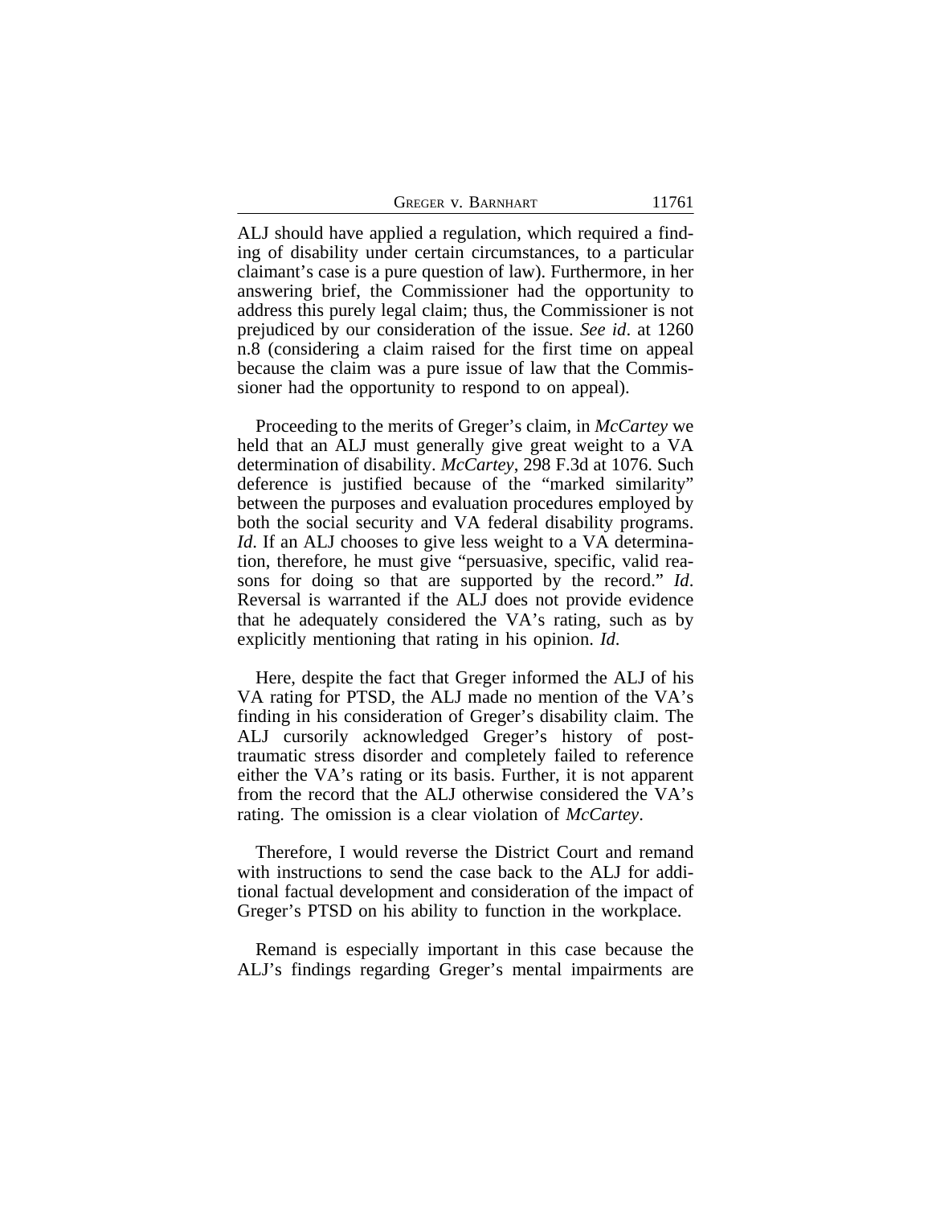ALJ should have applied a regulation, which required a finding of disability under certain circumstances, to a particular claimant's case is a pure question of law). Furthermore, in her answering brief, the Commissioner had the opportunity to address this purely legal claim; thus, the Commissioner is not prejudiced by our consideration of the issue. *See id*. at 1260 n.8 (considering a claim raised for the first time on appeal because the claim was a pure issue of law that the Commissioner had the opportunity to respond to on appeal).

Proceeding to the merits of Greger's claim, in *McCartey* we held that an ALJ must generally give great weight to a VA determination of disability. *McCartey*, 298 F.3d at 1076. Such deference is justified because of the "marked similarity" between the purposes and evaluation procedures employed by both the social security and VA federal disability programs. *Id*. If an ALJ chooses to give less weight to a VA determination, therefore, he must give "persuasive, specific, valid reasons for doing so that are supported by the record." *Id*. Reversal is warranted if the ALJ does not provide evidence that he adequately considered the VA's rating, such as by explicitly mentioning that rating in his opinion. *Id*.

Here, despite the fact that Greger informed the ALJ of his VA rating for PTSD, the ALJ made no mention of the VA's finding in his consideration of Greger's disability claim. The ALJ cursorily acknowledged Greger's history of post-traumatic stress disorder and completely failed to reference either the VA's rating or its basis. Further, it is not apparent from the record that the ALJ otherwise considered the VA's rating. The omission is a clear violation of *McCartey*.

Therefore, I would reverse the District Court and remand with instructions to send the case back to the ALJ for additional factual development and consideration of the impact of Greger's PTSD on his ability to function in the workplace.

Remand is especially important in this case because the ALJ's findings regarding Greger's mental impairments are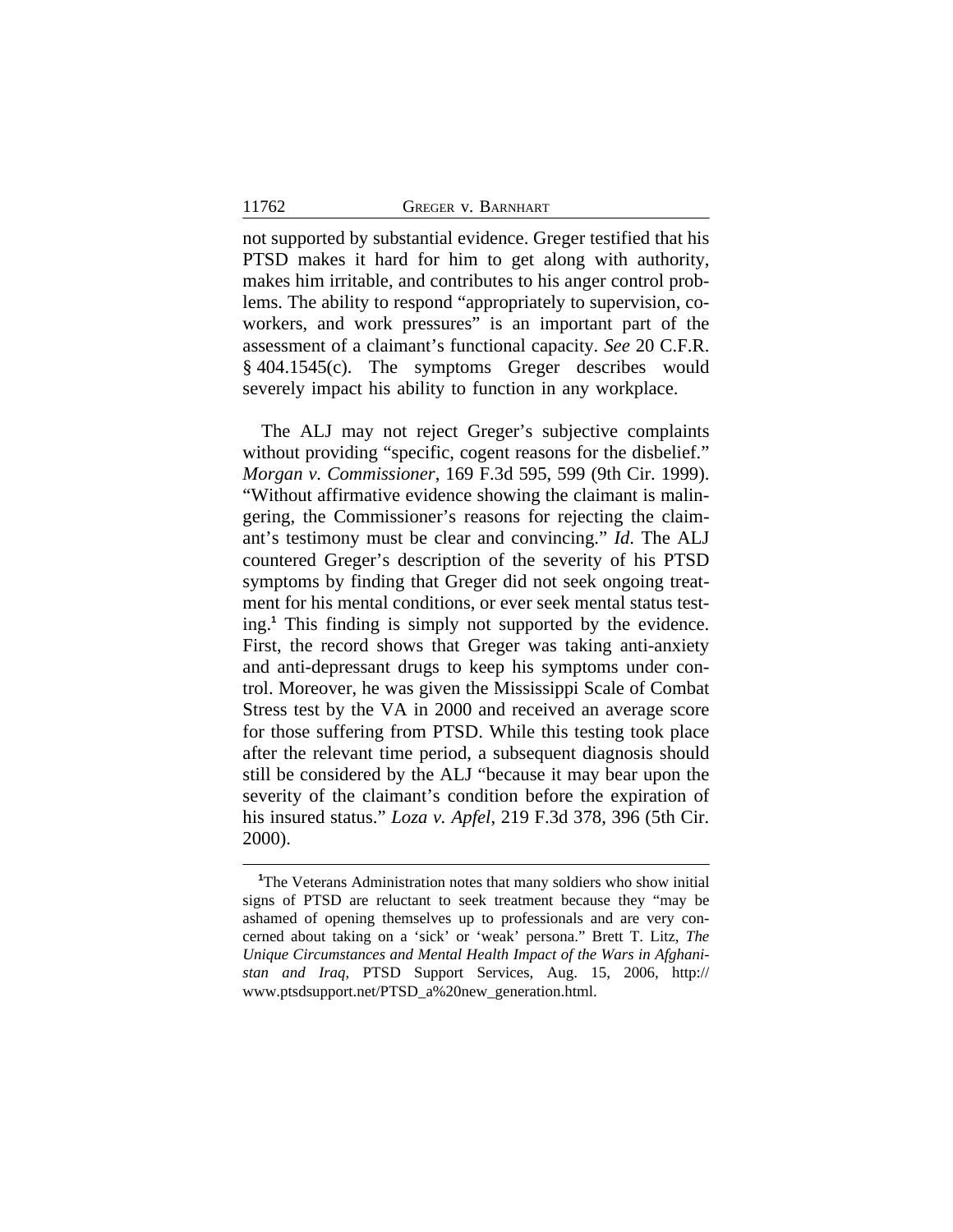not supported by substantial evidence. Greger testified that his PTSD makes it hard for him to get along with authority, makes him irritable, and contributes to his anger control problems. The ability to respond "appropriately to supervision, coworkers, and work pressures" is an important part of the assessment of a claimant's functional capacity. *See* 20 C.F.R. § 404.1545(c). The symptoms Greger describes would severely impact his ability to function in any workplace.

The ALJ may not reject Greger's subjective complaints without providing "specific, cogent reasons for the disbelief." *Morgan v. Commissioner*, 169 F.3d 595, 599 (9th Cir. 1999). "Without affirmative evidence showing the claimant is malingering, the Commissioner's reasons for rejecting the claimant's testimony must be clear and convincing." *Id*. The ALJ countered Greger's description of the severity of his PTSD symptoms by finding that Greger did not seek ongoing treatment for his mental conditions, or ever seek mental status testing.[1] This finding is simply not supported by the evidence. First, the record shows that Greger was taking anti-anxiety and anti-depressant drugs to keep his symptoms under control. Moreover, he was given the Mississippi Scale of Combat Stress test by the VA in 2000 and received an average score for those suffering from PTSD. While this testing took place after the relevant time period, a subsequent diagnosis should still be considered by the ALJ "because it may bear upon the severity of the claimant's condition before the expiration of his insured status." *Loza v. Apfel*, 219 F.3d 378, 396 (5th Cir. 2000).

[1]The Veterans Administration notes that many soldiers who show initial signs of PTSD are reluctant to seek treatment because they "may be ashamed of opening themselves up to professionals and are very concerned about taking on a 'sick' or 'weak' persona." Brett T. Litz, *The Unique Circumstances and Mental Health Impact of the Wars in Afghanistan and Iraq*, PTSD Support Services, Aug. 15, 2006, http://www.ptsdsupport.net/PTSD_a%20new_generation.html.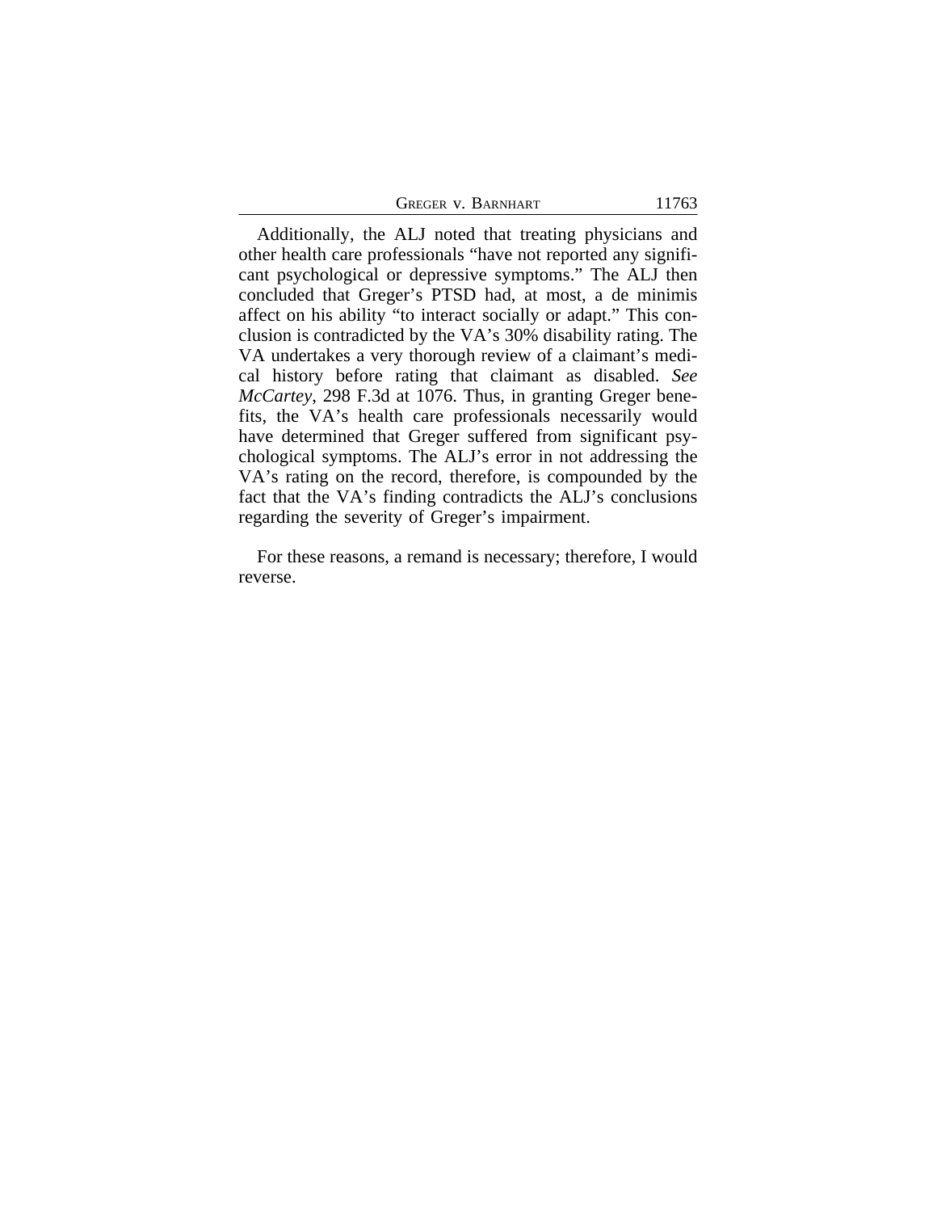Additionally, the ALJ noted that treating physicians and other health care professionals "have not reported any significant psychological or depressive symptoms." The ALJ then concluded that Greger's PTSD had, at most, a de minimis affect on his ability "to interact socially or adapt." This conclusion is contradicted by the VA's 30% disability rating. The VA undertakes a very thorough review of a claimant's medical history before rating that claimant as disabled. *See McCartey*, 298 F.3d at 1076. Thus, in granting Greger benefits, the VA's health care professionals necessarily would have determined that Greger suffered from significant psychological symptoms. The ALJ's error in not addressing the VA's rating on the record, therefore, is compounded by the fact that the VA's finding contradicts the ALJ's conclusions regarding the severity of Greger's impairment.

For these reasons, a remand is necessary; therefore, I would reverse.